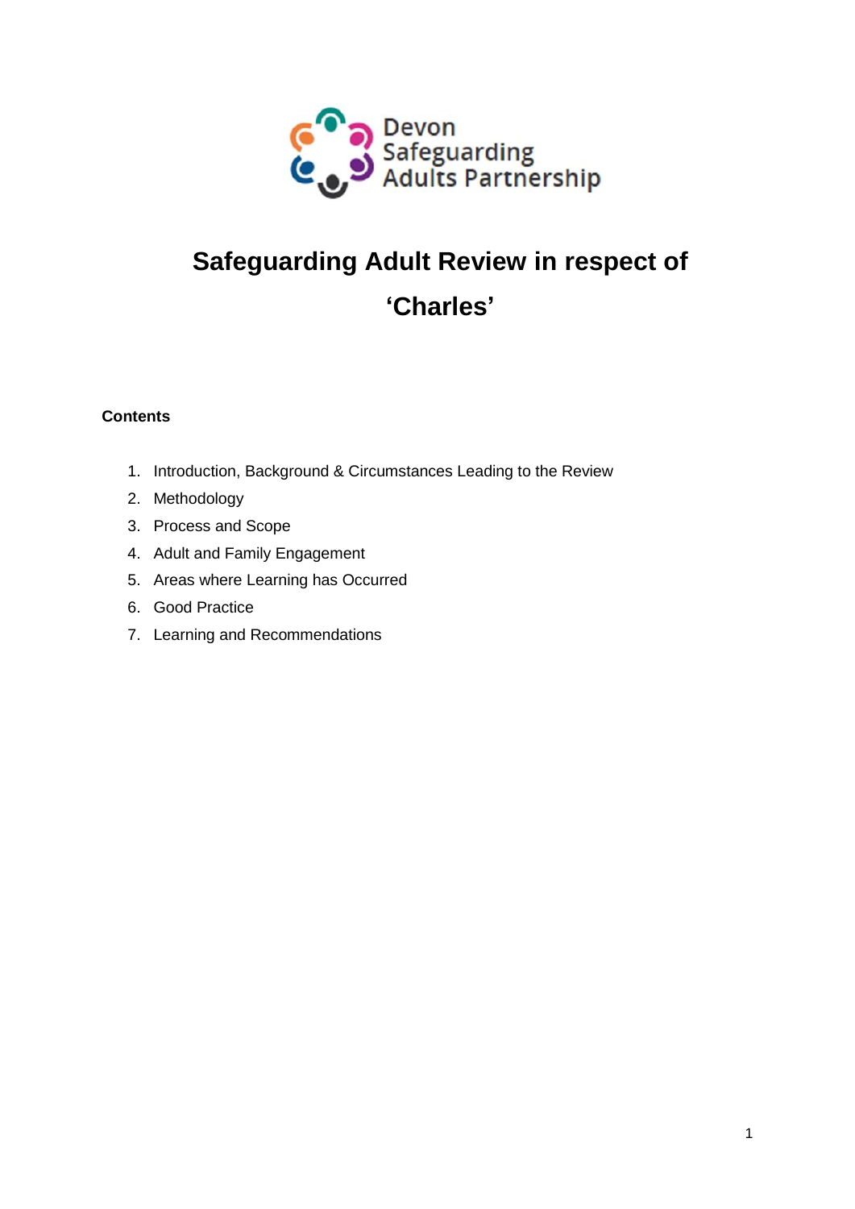Devon Safeguarding Adults Partnership

# Safeguarding Adult Review in respect of 'Charles'

**Contents**

1. Introduction, Background & Circumstances Leading to the Review
2. Methodology
3. Process and Scope
4. Adult and Family Engagement
5. Areas where Learning has Occurred
6. Good Practice
7. Learning and Recommendations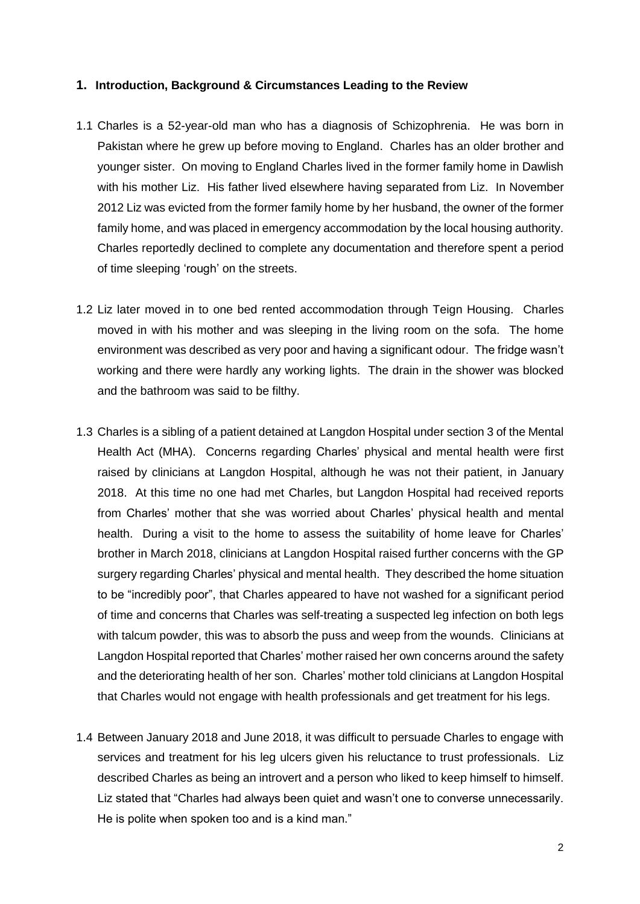## 1. Introduction, Background & Circumstances Leading to the Review

1.1 Charles is a 52-year-old man who has a diagnosis of Schizophrenia. He was born in Pakistan where he grew up before moving to England. Charles has an older brother and younger sister. On moving to England Charles lived in the former family home in Dawlish with his mother Liz. His father lived elsewhere having separated from Liz. In November 2012 Liz was evicted from the former family home by her husband, the owner of the former family home, and was placed in emergency accommodation by the local housing authority. Charles reportedly declined to complete any documentation and therefore spent a period of time sleeping 'rough' on the streets.

1.2 Liz later moved in to one bed rented accommodation through Teign Housing. Charles moved in with his mother and was sleeping in the living room on the sofa. The home environment was described as very poor and having a significant odour. The fridge wasn't working and there were hardly any working lights. The drain in the shower was blocked and the bathroom was said to be filthy.

1.3 Charles is a sibling of a patient detained at Langdon Hospital under section 3 of the Mental Health Act (MHA). Concerns regarding Charles' physical and mental health were first raised by clinicians at Langdon Hospital, although he was not their patient, in January 2018. At this time no one had met Charles, but Langdon Hospital had received reports from Charles' mother that she was worried about Charles' physical health and mental health. During a visit to the home to assess the suitability of home leave for Charles' brother in March 2018, clinicians at Langdon Hospital raised further concerns with the GP surgery regarding Charles' physical and mental health. They described the home situation to be "incredibly poor", that Charles appeared to have not washed for a significant period of time and concerns that Charles was self-treating a suspected leg infection on both legs with talcum powder, this was to absorb the puss and weep from the wounds. Clinicians at Langdon Hospital reported that Charles' mother raised her own concerns around the safety and the deteriorating health of her son. Charles' mother told clinicians at Langdon Hospital that Charles would not engage with health professionals and get treatment for his legs.

1.4 Between January 2018 and June 2018, it was difficult to persuade Charles to engage with services and treatment for his leg ulcers given his reluctance to trust professionals. Liz described Charles as being an introvert and a person who liked to keep himself to himself. Liz stated that "Charles had always been quiet and wasn't one to converse unnecessarily. He is polite when spoken too and is a kind man."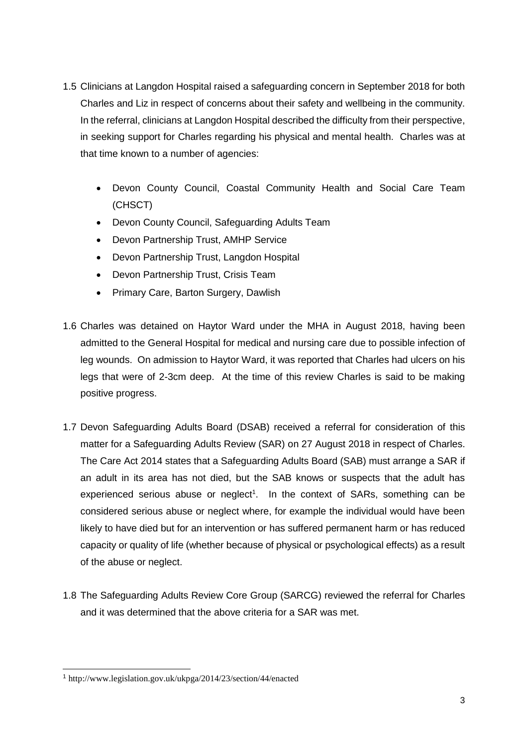1.5 Clinicians at Langdon Hospital raised a safeguarding concern in September 2018 for both Charles and Liz in respect of concerns about their safety and wellbeing in the community. In the referral, clinicians at Langdon Hospital described the difficulty from their perspective, in seeking support for Charles regarding his physical and mental health. Charles was at that time known to a number of agencies:

- Devon County Council, Coastal Community Health and Social Care Team (CHSCT)
- Devon County Council, Safeguarding Adults Team
- Devon Partnership Trust, AMHP Service
- Devon Partnership Trust, Langdon Hospital
- Devon Partnership Trust, Crisis Team
- Primary Care, Barton Surgery, Dawlish

1.6 Charles was detained on Haytor Ward under the MHA in August 2018, having been admitted to the General Hospital for medical and nursing care due to possible infection of leg wounds. On admission to Haytor Ward, it was reported that Charles had ulcers on his legs that were of 2-3cm deep. At the time of this review Charles is said to be making positive progress.

1.7 Devon Safeguarding Adults Board (DSAB) received a referral for consideration of this matter for a Safeguarding Adults Review (SAR) on 27 August 2018 in respect of Charles. The Care Act 2014 states that a Safeguarding Adults Board (SAB) must arrange a SAR if an adult in its area has not died, but the SAB knows or suspects that the adult has experienced serious abuse or neglect[1]. In the context of SARs, something can be considered serious abuse or neglect where, for example the individual would have been likely to have died but for an intervention or has suffered permanent harm or has reduced capacity or quality of life (whether because of physical or psychological effects) as a result of the abuse or neglect.

1.8 The Safeguarding Adults Review Core Group (SARCG) reviewed the referral for Charles and it was determined that the above criteria for a SAR was met.

---

[1] http://www.legislation.gov.uk/ukpga/2014/23/section/44/enacted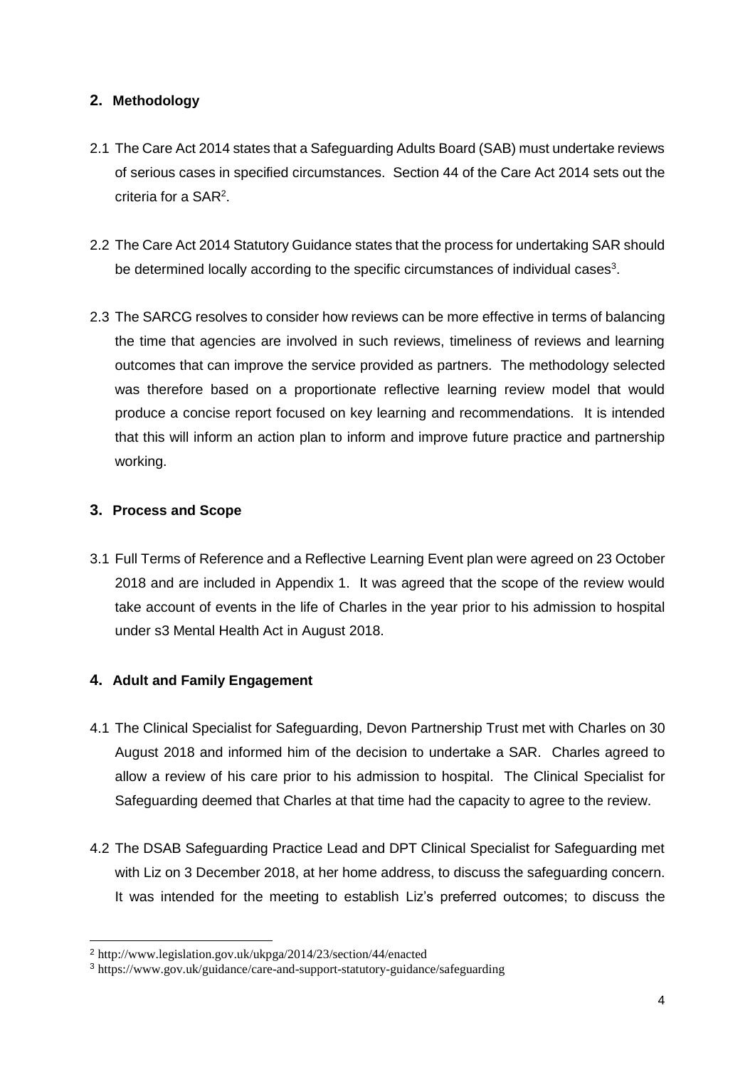## 2. Methodology

2.1 The Care Act 2014 states that a Safeguarding Adults Board (SAB) must undertake reviews of serious cases in specified circumstances. Section 44 of the Care Act 2014 sets out the criteria for a SAR[2].

2.2 The Care Act 2014 Statutory Guidance states that the process for undertaking SAR should be determined locally according to the specific circumstances of individual cases[3].

2.3 The SARCG resolves to consider how reviews can be more effective in terms of balancing the time that agencies are involved in such reviews, timeliness of reviews and learning outcomes that can improve the service provided as partners. The methodology selected was therefore based on a proportionate reflective learning review model that would produce a concise report focused on key learning and recommendations. It is intended that this will inform an action plan to inform and improve future practice and partnership working.

## 3. Process and Scope

3.1 Full Terms of Reference and a Reflective Learning Event plan were agreed on 23 October 2018 and are included in Appendix 1. It was agreed that the scope of the review would take account of events in the life of Charles in the year prior to his admission to hospital under s3 Mental Health Act in August 2018.

## 4. Adult and Family Engagement

4.1 The Clinical Specialist for Safeguarding, Devon Partnership Trust met with Charles on 30 August 2018 and informed him of the decision to undertake a SAR. Charles agreed to allow a review of his care prior to his admission to hospital. The Clinical Specialist for Safeguarding deemed that Charles at that time had the capacity to agree to the review.

4.2 The DSAB Safeguarding Practice Lead and DPT Clinical Specialist for Safeguarding met with Liz on 3 December 2018, at her home address, to discuss the safeguarding concern. It was intended for the meeting to establish Liz's preferred outcomes; to discuss the

---

[2] http://www.legislation.gov.uk/ukpga/2014/23/section/44/enacted

[3] https://www.gov.uk/guidance/care-and-support-statutory-guidance/safeguarding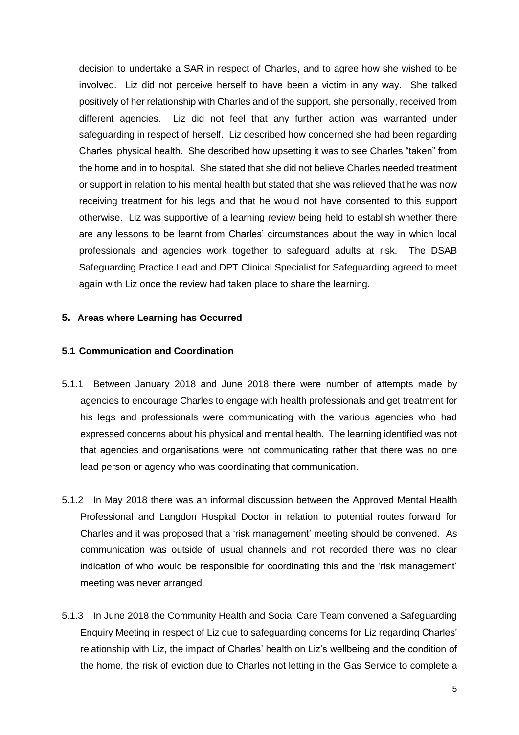decision to undertake a SAR in respect of Charles, and to agree how she wished to be involved. Liz did not perceive herself to have been a victim in any way. She talked positively of her relationship with Charles and of the support, she personally, received from different agencies. Liz did not feel that any further action was warranted under safeguarding in respect of herself. Liz described how concerned she had been regarding Charles' physical health. She described how upsetting it was to see Charles "taken" from the home and in to hospital. She stated that she did not believe Charles needed treatment or support in relation to his mental health but stated that she was relieved that he was now receiving treatment for his legs and that he would not have consented to this support otherwise. Liz was supportive of a learning review being held to establish whether there are any lessons to be learnt from Charles' circumstances about the way in which local professionals and agencies work together to safeguard adults at risk. The DSAB Safeguarding Practice Lead and DPT Clinical Specialist for Safeguarding agreed to meet again with Liz once the review had taken place to share the learning.

## 5. Areas where Learning has Occurred

### 5.1 Communication and Coordination

5.1.1 Between January 2018 and June 2018 there were number of attempts made by agencies to encourage Charles to engage with health professionals and get treatment for his legs and professionals were communicating with the various agencies who had expressed concerns about his physical and mental health. The learning identified was not that agencies and organisations were not communicating rather that there was no one lead person or agency who was coordinating that communication.

5.1.2 In May 2018 there was an informal discussion between the Approved Mental Health Professional and Langdon Hospital Doctor in relation to potential routes forward for Charles and it was proposed that a 'risk management' meeting should be convened. As communication was outside of usual channels and not recorded there was no clear indication of who would be responsible for coordinating this and the 'risk management' meeting was never arranged.

5.1.3 In June 2018 the Community Health and Social Care Team convened a Safeguarding Enquiry Meeting in respect of Liz due to safeguarding concerns for Liz regarding Charles' relationship with Liz, the impact of Charles' health on Liz's wellbeing and the condition of the home, the risk of eviction due to Charles not letting in the Gas Service to complete a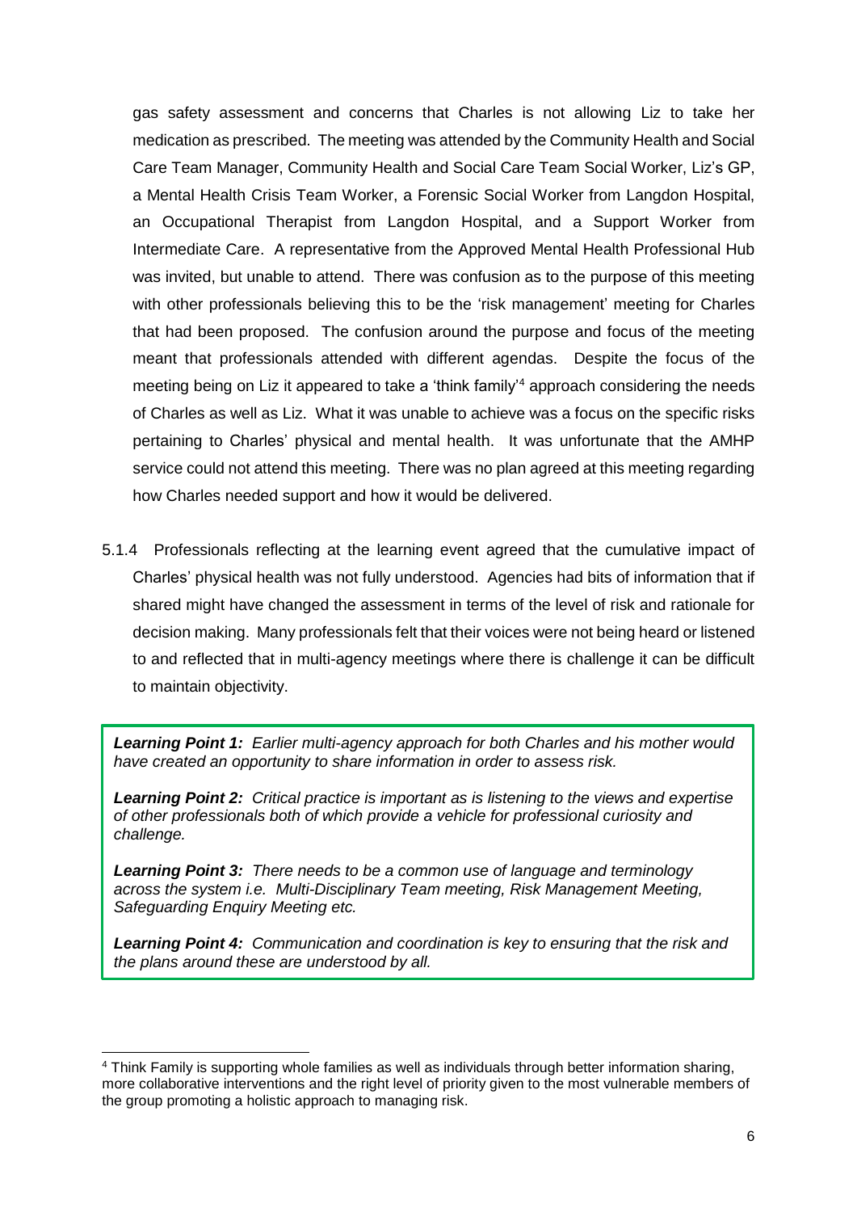gas safety assessment and concerns that Charles is not allowing Liz to take her medication as prescribed. The meeting was attended by the Community Health and Social Care Team Manager, Community Health and Social Care Team Social Worker, Liz's GP, a Mental Health Crisis Team Worker, a Forensic Social Worker from Langdon Hospital, an Occupational Therapist from Langdon Hospital, and a Support Worker from Intermediate Care. A representative from the Approved Mental Health Professional Hub was invited, but unable to attend. There was confusion as to the purpose of this meeting with other professionals believing this to be the 'risk management' meeting for Charles that had been proposed. The confusion around the purpose and focus of the meeting meant that professionals attended with different agendas. Despite the focus of the meeting being on Liz it appeared to take a 'think family'[4] approach considering the needs of Charles as well as Liz. What it was unable to achieve was a focus on the specific risks pertaining to Charles' physical and mental health. It was unfortunate that the AMHP service could not attend this meeting. There was no plan agreed at this meeting regarding how Charles needed support and how it would be delivered.

5.1.4 Professionals reflecting at the learning event agreed that the cumulative impact of Charles' physical health was not fully understood. Agencies had bits of information that if shared might have changed the assessment in terms of the level of risk and rationale for decision making. Many professionals felt that their voices were not being heard or listened to and reflected that in multi-agency meetings where there is challenge it can be difficult to maintain objectivity.

***Learning Point 1:*** *Earlier multi-agency approach for both Charles and his mother would have created an opportunity to share information in order to assess risk.*

***Learning Point 2:*** *Critical practice is important as is listening to the views and expertise of other professionals both of which provide a vehicle for professional curiosity and challenge.*

***Learning Point 3:*** *There needs to be a common use of language and terminology across the system i.e. Multi-Disciplinary Team meeting, Risk Management Meeting, Safeguarding Enquiry Meeting etc.*

***Learning Point 4:*** *Communication and coordination is key to ensuring that the risk and the plans around these are understood by all.*

[4] Think Family is supporting whole families as well as individuals through better information sharing, more collaborative interventions and the right level of priority given to the most vulnerable members of the group promoting a holistic approach to managing risk.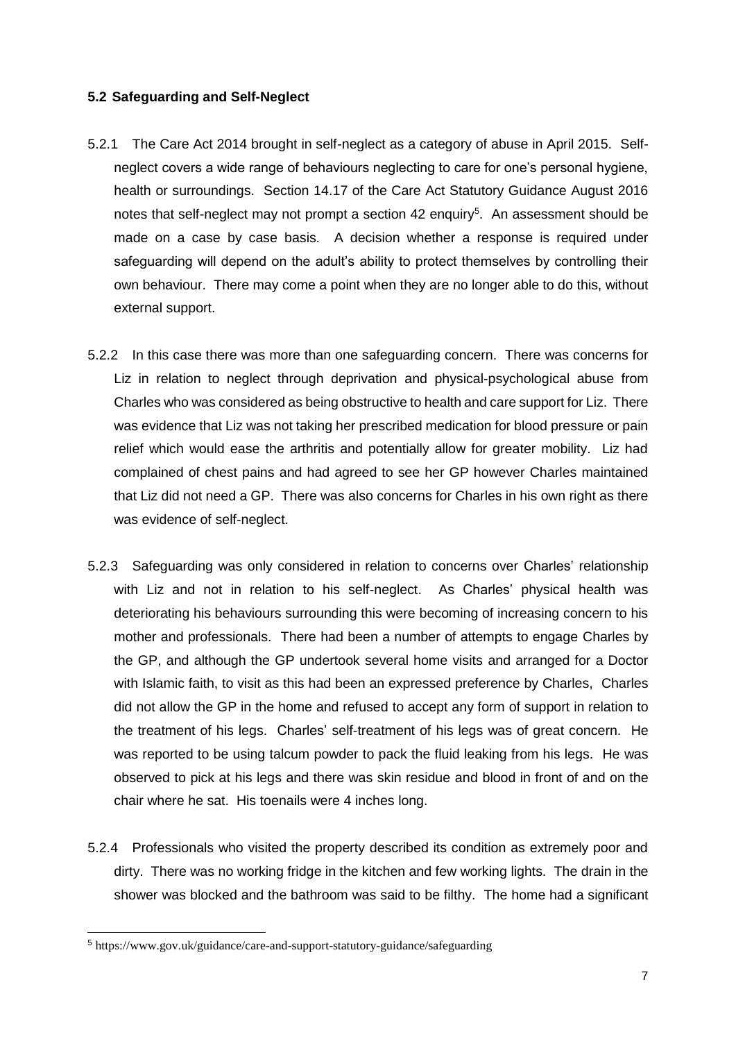### 5.2 Safeguarding and Self-Neglect

5.2.1 The Care Act 2014 brought in self-neglect as a category of abuse in April 2015. Self-neglect covers a wide range of behaviours neglecting to care for one's personal hygiene, health or surroundings. Section 14.17 of the Care Act Statutory Guidance August 2016 notes that self-neglect may not prompt a section 42 enquiry[5]. An assessment should be made on a case by case basis. A decision whether a response is required under safeguarding will depend on the adult's ability to protect themselves by controlling their own behaviour. There may come a point when they are no longer able to do this, without external support.

5.2.2 In this case there was more than one safeguarding concern. There was concerns for Liz in relation to neglect through deprivation and physical-psychological abuse from Charles who was considered as being obstructive to health and care support for Liz. There was evidence that Liz was not taking her prescribed medication for blood pressure or pain relief which would ease the arthritis and potentially allow for greater mobility. Liz had complained of chest pains and had agreed to see her GP however Charles maintained that Liz did not need a GP. There was also concerns for Charles in his own right as there was evidence of self-neglect.

5.2.3 Safeguarding was only considered in relation to concerns over Charles' relationship with Liz and not in relation to his self-neglect. As Charles' physical health was deteriorating his behaviours surrounding this were becoming of increasing concern to his mother and professionals. There had been a number of attempts to engage Charles by the GP, and although the GP undertook several home visits and arranged for a Doctor with Islamic faith, to visit as this had been an expressed preference by Charles, Charles did not allow the GP in the home and refused to accept any form of support in relation to the treatment of his legs. Charles' self-treatment of his legs was of great concern. He was reported to be using talcum powder to pack the fluid leaking from his legs. He was observed to pick at his legs and there was skin residue and blood in front of and on the chair where he sat. His toenails were 4 inches long.

5.2.4 Professionals who visited the property described its condition as extremely poor and dirty. There was no working fridge in the kitchen and few working lights. The drain in the shower was blocked and the bathroom was said to be filthy. The home had a significant

---

[5] https://www.gov.uk/guidance/care-and-support-statutory-guidance/safeguarding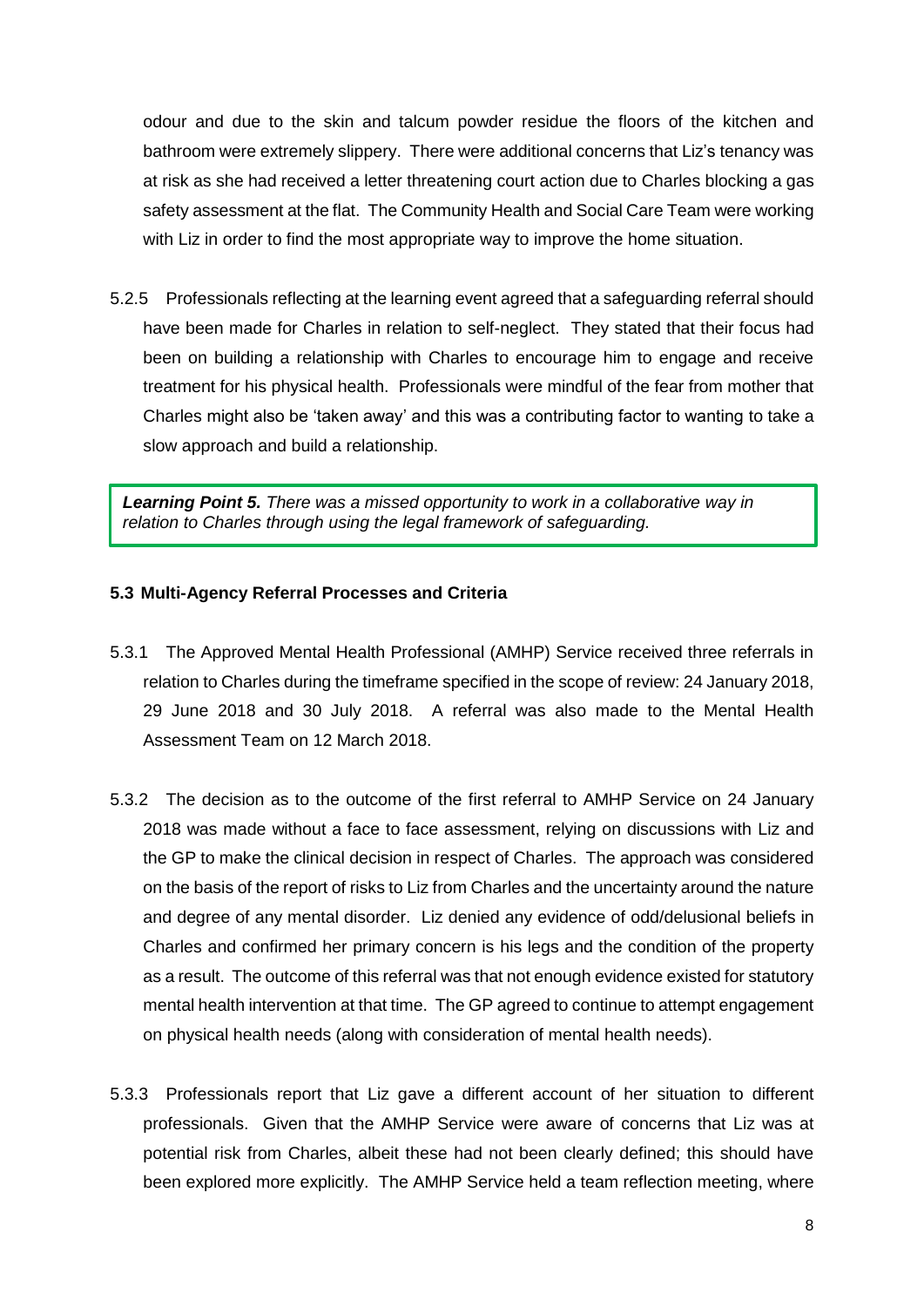odour and due to the skin and talcum powder residue the floors of the kitchen and bathroom were extremely slippery. There were additional concerns that Liz's tenancy was at risk as she had received a letter threatening court action due to Charles blocking a gas safety assessment at the flat. The Community Health and Social Care Team were working with Liz in order to find the most appropriate way to improve the home situation.

5.2.5 Professionals reflecting at the learning event agreed that a safeguarding referral should have been made for Charles in relation to self-neglect. They stated that their focus had been on building a relationship with Charles to encourage him to engage and receive treatment for his physical health. Professionals were mindful of the fear from mother that Charles might also be 'taken away' and this was a contributing factor to wanting to take a slow approach and build a relationship.

> ***Learning Point 5.*** *There was a missed opportunity to work in a collaborative way in relation to Charles through using the legal framework of safeguarding.*

### 5.3 Multi-Agency Referral Processes and Criteria

5.3.1 The Approved Mental Health Professional (AMHP) Service received three referrals in relation to Charles during the timeframe specified in the scope of review: 24 January 2018, 29 June 2018 and 30 July 2018. A referral was also made to the Mental Health Assessment Team on 12 March 2018.

5.3.2 The decision as to the outcome of the first referral to AMHP Service on 24 January 2018 was made without a face to face assessment, relying on discussions with Liz and the GP to make the clinical decision in respect of Charles. The approach was considered on the basis of the report of risks to Liz from Charles and the uncertainty around the nature and degree of any mental disorder. Liz denied any evidence of odd/delusional beliefs in Charles and confirmed her primary concern is his legs and the condition of the property as a result. The outcome of this referral was that not enough evidence existed for statutory mental health intervention at that time. The GP agreed to continue to attempt engagement on physical health needs (along with consideration of mental health needs).

5.3.3 Professionals report that Liz gave a different account of her situation to different professionals. Given that the AMHP Service were aware of concerns that Liz was at potential risk from Charles, albeit these had not been clearly defined; this should have been explored more explicitly. The AMHP Service held a team reflection meeting, where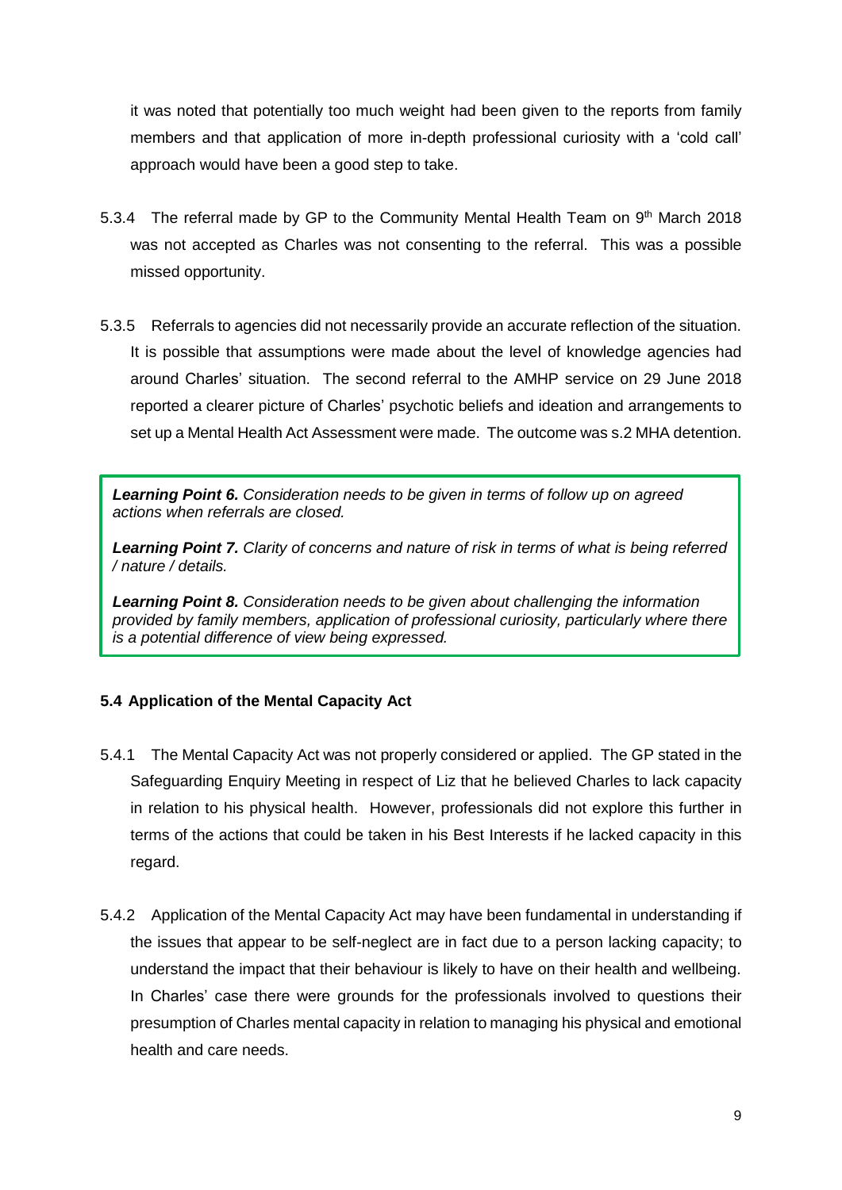it was noted that potentially too much weight had been given to the reports from family members and that application of more in-depth professional curiosity with a 'cold call' approach would have been a good step to take.

5.3.4 The referral made by GP to the Community Mental Health Team on 9th March 2018 was not accepted as Charles was not consenting to the referral. This was a possible missed opportunity.

5.3.5 Referrals to agencies did not necessarily provide an accurate reflection of the situation. It is possible that assumptions were made about the level of knowledge agencies had around Charles' situation. The second referral to the AMHP service on 29 June 2018 reported a clearer picture of Charles' psychotic beliefs and ideation and arrangements to set up a Mental Health Act Assessment were made. The outcome was s.2 MHA detention.

> ***Learning Point 6.*** *Consideration needs to be given in terms of follow up on agreed actions when referrals are closed.*
>
> ***Learning Point 7.*** *Clarity of concerns and nature of risk in terms of what is being referred / nature / details.*
>
> ***Learning Point 8.*** *Consideration needs to be given about challenging the information provided by family members, application of professional curiosity, particularly where there is a potential difference of view being expressed.*

### 5.4 Application of the Mental Capacity Act

5.4.1 The Mental Capacity Act was not properly considered or applied. The GP stated in the Safeguarding Enquiry Meeting in respect of Liz that he believed Charles to lack capacity in relation to his physical health. However, professionals did not explore this further in terms of the actions that could be taken in his Best Interests if he lacked capacity in this regard.

5.4.2 Application of the Mental Capacity Act may have been fundamental in understanding if the issues that appear to be self-neglect are in fact due to a person lacking capacity; to understand the impact that their behaviour is likely to have on their health and wellbeing. In Charles' case there were grounds for the professionals involved to questions their presumption of Charles mental capacity in relation to managing his physical and emotional health and care needs.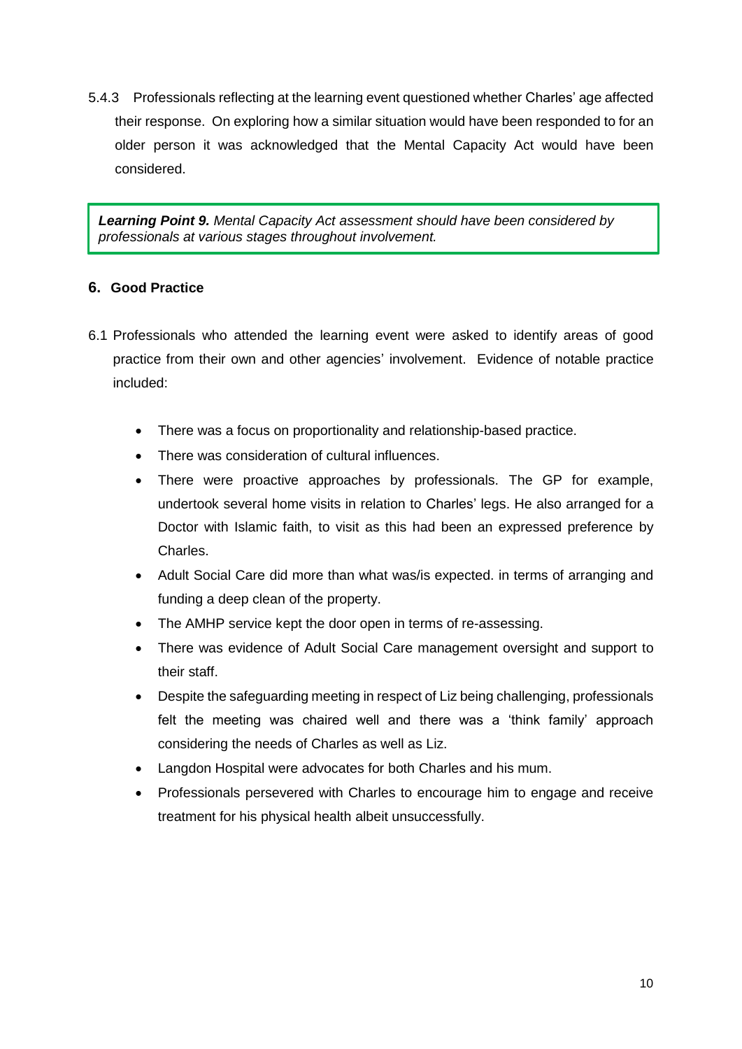5.4.3 Professionals reflecting at the learning event questioned whether Charles' age affected their response. On exploring how a similar situation would have been responded to for an older person it was acknowledged that the Mental Capacity Act would have been considered.

> ***Learning Point 9.*** *Mental Capacity Act assessment should have been considered by professionals at various stages throughout involvement.*

## 6. Good Practice

6.1 Professionals who attended the learning event were asked to identify areas of good practice from their own and other agencies' involvement. Evidence of notable practice included:

- There was a focus on proportionality and relationship-based practice.
- There was consideration of cultural influences.
- There were proactive approaches by professionals. The GP for example, undertook several home visits in relation to Charles' legs. He also arranged for a Doctor with Islamic faith, to visit as this had been an expressed preference by Charles.
- Adult Social Care did more than what was/is expected. in terms of arranging and funding a deep clean of the property.
- The AMHP service kept the door open in terms of re-assessing.
- There was evidence of Adult Social Care management oversight and support to their staff.
- Despite the safeguarding meeting in respect of Liz being challenging, professionals felt the meeting was chaired well and there was a 'think family' approach considering the needs of Charles as well as Liz.
- Langdon Hospital were advocates for both Charles and his mum.
- Professionals persevered with Charles to encourage him to engage and receive treatment for his physical health albeit unsuccessfully.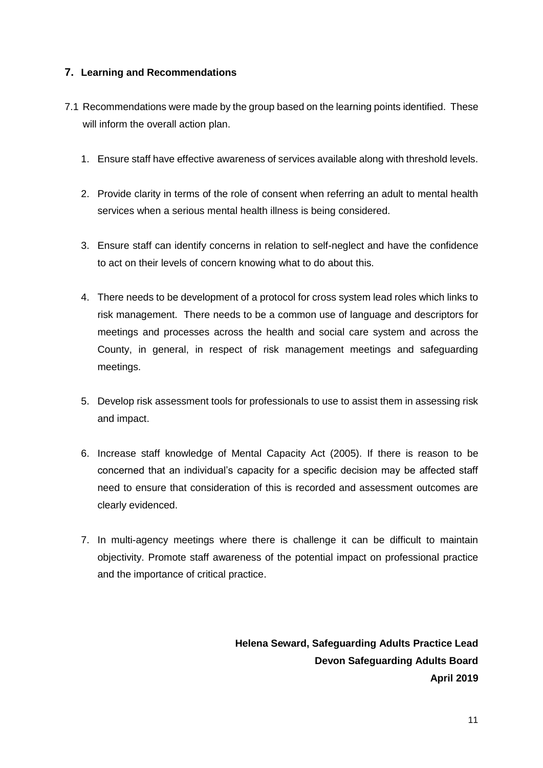## 7. Learning and Recommendations

7.1 Recommendations were made by the group based on the learning points identified. These will inform the overall action plan.

1. Ensure staff have effective awareness of services available along with threshold levels.

2. Provide clarity in terms of the role of consent when referring an adult to mental health services when a serious mental health illness is being considered.

3. Ensure staff can identify concerns in relation to self-neglect and have the confidence to act on their levels of concern knowing what to do about this.

4. There needs to be development of a protocol for cross system lead roles which links to risk management. There needs to be a common use of language and descriptors for meetings and processes across the health and social care system and across the County, in general, in respect of risk management meetings and safeguarding meetings.

5. Develop risk assessment tools for professionals to use to assist them in assessing risk and impact.

6. Increase staff knowledge of Mental Capacity Act (2005). If there is reason to be concerned that an individual's capacity for a specific decision may be affected staff need to ensure that consideration of this is recorded and assessment outcomes are clearly evidenced.

7. In multi-agency meetings where there is challenge it can be difficult to maintain objectivity. Promote staff awareness of the potential impact on professional practice and the importance of critical practice.

**Helena Seward, Safeguarding Adults Practice Lead**
**Devon Safeguarding Adults Board**
**April 2019**